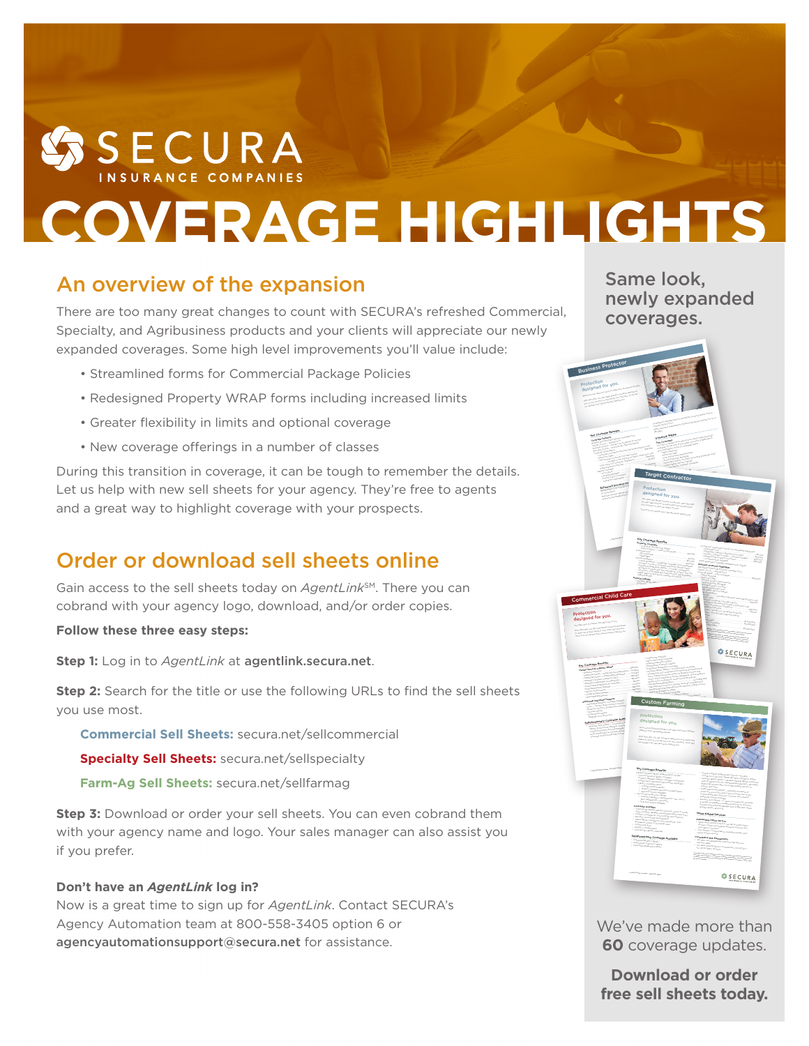SECURA INSURANCE COMPANIES

# COVERAGE HIGHLIGHTS

## An overview of the expansion

There are too many great changes to count with SECURA's refreshed Commercial, Specialty, and Agribusiness products and your clients will appreciate our newly expanded coverages. Some high level improvements you'll value include:

- Streamlined forms for Commercial Package Policies
- Redesigned Property WRAP forms including increased limits
- Greater flexibility in limits and optional coverage
- New coverage offerings in a number of classes

During this transition in coverage, it can be tough to remember the details. Let us help with new sell sheets for your agency. They're free to agents and a great way to highlight coverage with your prospects.

## Order or download sell sheets online

Gain access to the sell sheets today on *AgentLink*SM. There you can cobrand with your agency logo, download, and/or order copies.

**Follow these three easy steps:**

**Step 1:** Log in to *AgentLink* at **agentlink.secura.net**.

**Step 2:** Search for the title or use the following URLs to find the sell sheets you use most.

**Commercial Sell Sheets:** secura.net/sellcommercial

**Specialty Sell Sheets:** secura.net/sellspecialty

**Farm-Ag Sell Sheets:** secura.net/sellfarmag

**Step 3:** Download or order your sell sheets. You can even cobrand them with your agency name and logo. Your sales manager can also assist you if you prefer.

**Don't have an *AgentLink* log in?**

Now is a great time to sign up for *AgentLink*. Contact SECURA's Agency Automation team at 800-558-3405 option 6 or **agencyautomationsupport@secura.net** for assistance.

### Same look, newly expanded coverages.

We've made more than **60** coverage updates.

**Download or order free sell sheets today.**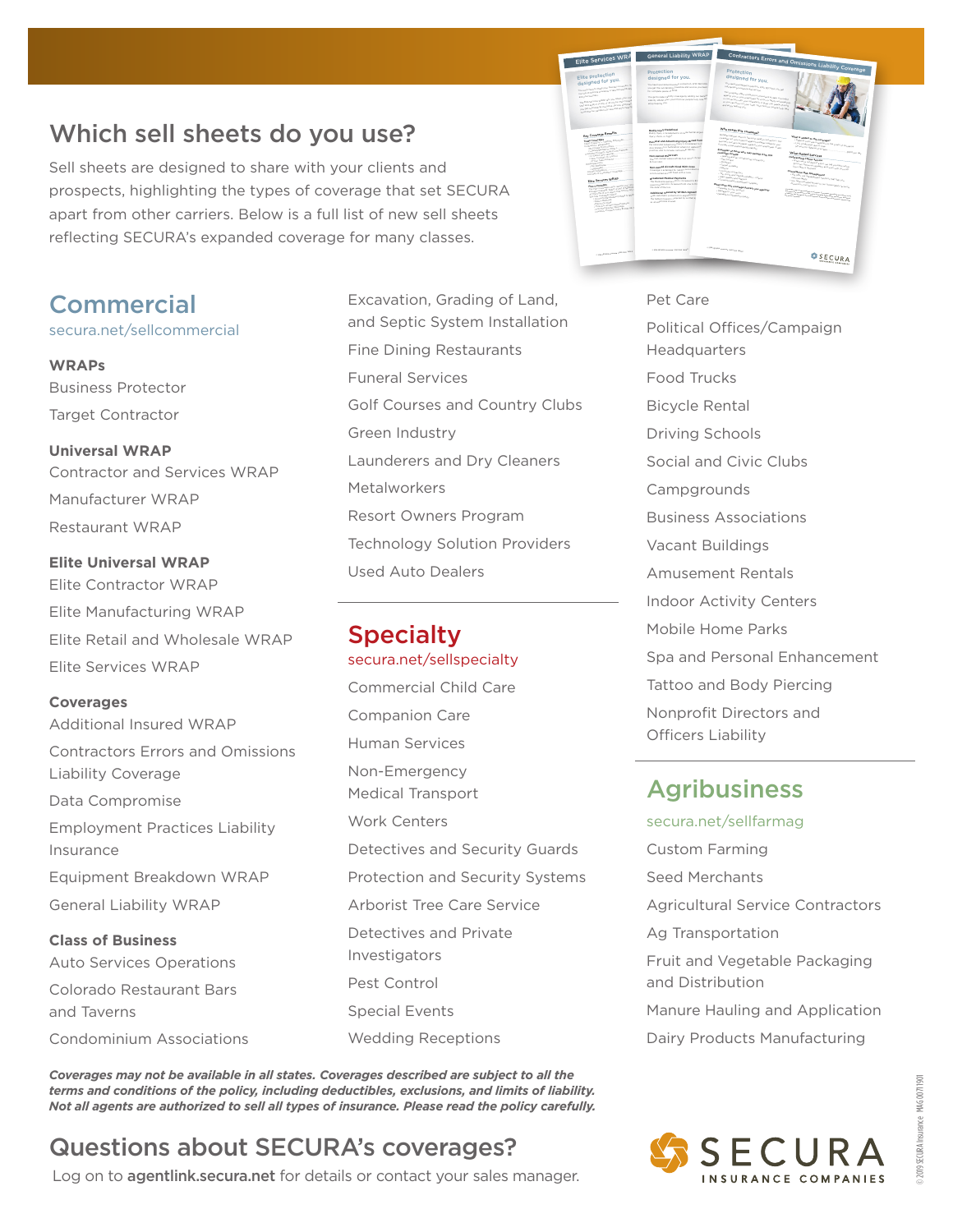## Which sell sheets do you use?

Sell sheets are designed to share with your clients and prospects, highlighting the types of coverage that set SECURA apart from other carriers. Below is a full list of new sell sheets reflecting SECURA's expanded coverage for many classes.

## Commercial

secura.net/sellcommercial

**WRAPs**

Business Protector

Target Contractor

**Universal WRAP**

Contractor and Services WRAP

Manufacturer WRAP

Restaurant WRAP

**Elite Universal WRAP**

Elite Contractor WRAP

Elite Manufacturing WRAP

Elite Retail and Wholesale WRAP

Elite Services WRAP

**Coverages**

Additional Insured WRAP

Contractors Errors and Omissions Liability Coverage

Data Compromise

Employment Practices Liability Insurance

Equipment Breakdown WRAP

General Liability WRAP

**Class of Business**

Auto Services Operations

Colorado Restaurant Bars and Taverns

Condominium Associations

Excavation, Grading of Land, and Septic System Installation

Fine Dining Restaurants

Funeral Services

Golf Courses and Country Clubs

Green Industry

Launderers and Dry Cleaners

Metalworkers

Resort Owners Program

Technology Solution Providers

Used Auto Dealers

## Specialty

secura.net/sellspecialty

Commercial Child Care

Companion Care

Human Services

Non-Emergency Medical Transport

Work Centers

Detectives and Security Guards

Protection and Security Systems

Arborist Tree Care Service

Detectives and Private Investigators

Pest Control

Special Events

Wedding Receptions

Pet Care

Political Offices/Campaign Headquarters

Food Trucks

Bicycle Rental

Driving Schools

Social and Civic Clubs

Campgrounds

Business Associations

Vacant Buildings

Amusement Rentals

Indoor Activity Centers

Mobile Home Parks

Spa and Personal Enhancement

Tattoo and Body Piercing

Nonprofit Directors and Officers Liability

## Agribusiness

secura.net/sellfarmag

Custom Farming

Seed Merchants

Agricultural Service Contractors

Ag Transportation

Fruit and Vegetable Packaging and Distribution

Manure Hauling and Application

Dairy Products Manufacturing

***Coverages may not be available in all states. Coverages described are subject to all the terms and conditions of the policy, including deductibles, exclusions, and limits of liability. Not all agents are authorized to sell all types of insurance. Please read the policy carefully.***

## Questions about SECURA's coverages?

Log on to **agentlink.secura.net** for details or contact your sales manager.

SECURA INSURANCE COMPANIES

© 2019 SECURA Insurance MAG 0071 1901